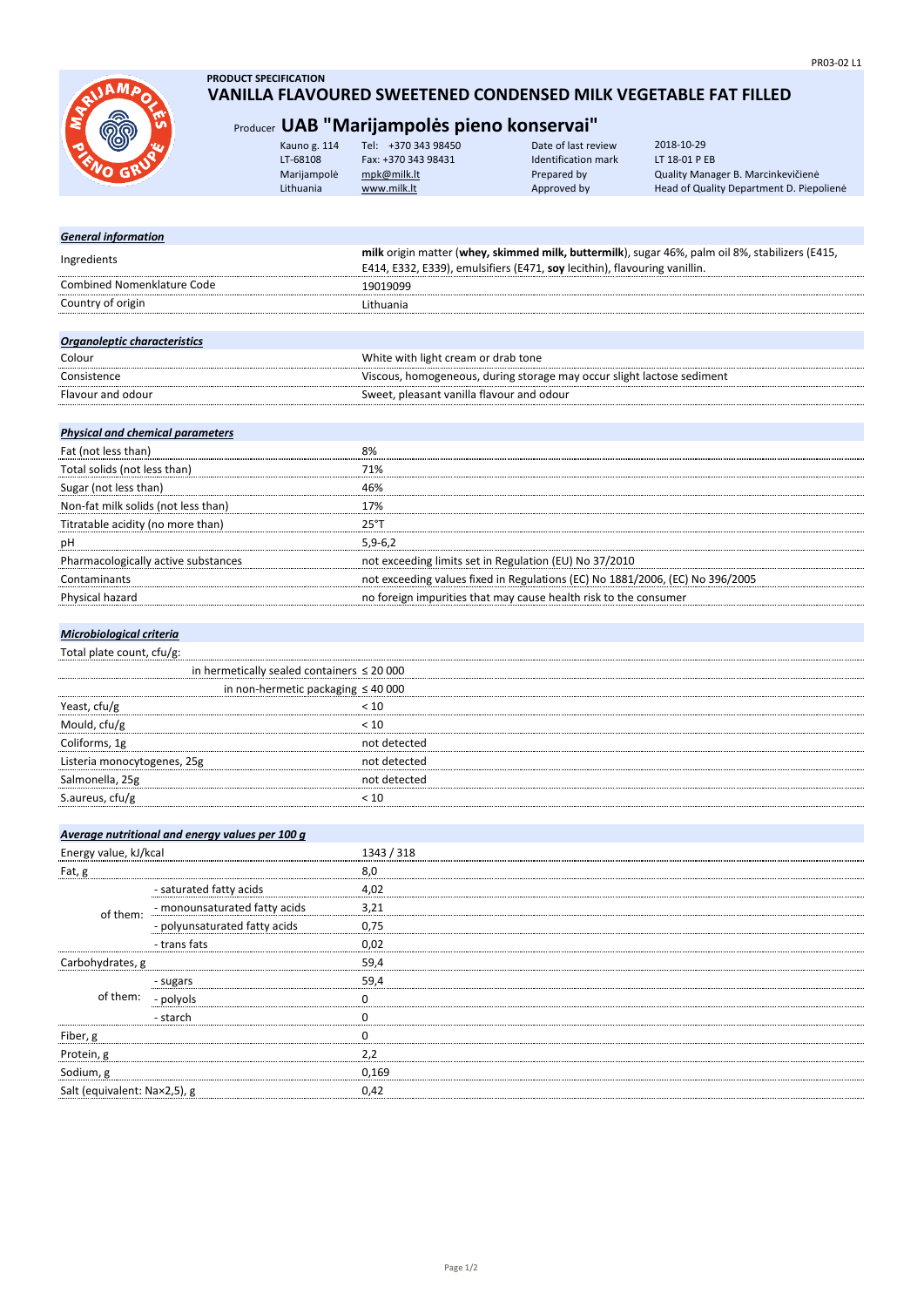PR03-02 L1

**PRODUCT SPECIFICATION**

# VANILLA FLAVOURED SWEETENED CONDENSED MILK VEGETABLE FAT FILLED

## Producer UAB "Marijampolės pieno konservai"

| | | | |
|---|---|---|---|
| Kauno g. 114 | Tel: +370 343 98450 | Date of last review | 2018-10-29 |
| LT-68108 | Fax: +370 343 98431 | Identification mark | LT 18-01 P EB |
| Marijampolė | mpk@milk.lt | Prepared by | Quality Manager B. Marcinkevičienė |
| Lithuania | www.milk.lt | Approved by | Head of Quality Department D. Piepolienė |

***General information***

| | |
|---|---|
| Ingredients | **milk** origin matter (**whey, skimmed milk, buttermilk**), sugar 46%, palm oil 8%, stabilizers (E415, E414, E332, E339), emulsifiers (E471, **soy** lecithin), flavouring vanillin. |
| Combined Nomenklature Code | 19019099 |
| Country of origin | Lithuania |

***Organoleptic characteristics***

| | |
|---|---|
| Colour | White with light cream or drab tone |
| Consistence | Viscous, homogeneous, during storage may occur slight lactose sediment |
| Flavour and odour | Sweet, pleasant vanilla flavour and odour |

***Physical and chemical parameters***

| | |
|---|---|
| Fat (not less than) | 8% |
| Total solids (not less than) | 71% |
| Sugar (not less than) | 46% |
| Non-fat milk solids (not less than) | 17% |
| Titratable acidity (no more than) | 25°T |
| pH | 5,9-6,2 |
| Pharmacologically active substances | not exceeding limits set in Regulation (EU) No 37/2010 |
| Contaminants | not exceeding values fixed in Regulations (EC) No 1881/2006, (EC) No 396/2005 |
| Physical hazard | no foreign impurities that may cause health risk to the consumer |

***Microbiological criteria***

| | |
|---|---|
| Total plate count, cfu/g: | |
| in hermetically sealed containers | ≤ 20 000 |
| in non-hermetic packaging | ≤ 40 000 |
| Yeast, cfu/g | < 10 |
| Mould, cfu/g | < 10 |
| Coliforms, 1g | not detected |
| Listeria monocytogenes, 25g | not detected |
| Salmonella, 25g | not detected |
| S.aureus, cfu/g | < 10 |

***Average nutritional and energy values per 100 g***

| | | |
|---|---|---|
| Energy value, kJ/kcal | | 1343 / 318 |
| Fat, g | | 8,0 |
| of them: | - saturated fatty acids | 4,02 |
| | - monounsaturated fatty acids | 3,21 |
| | - polyunsaturated fatty acids | 0,75 |
| | - trans fats | 0,02 |
| Carbohydrates, g | | 59,4 |
| of them: | - sugars | 59,4 |
| | - polyols | 0 |
| | - starch | 0 |
| Fiber, g | | 0 |
| Protein, g | | 2,2 |
| Sodium, g | | 0,169 |
| Salt (equivalent: Na×2,5), g | | 0,42 |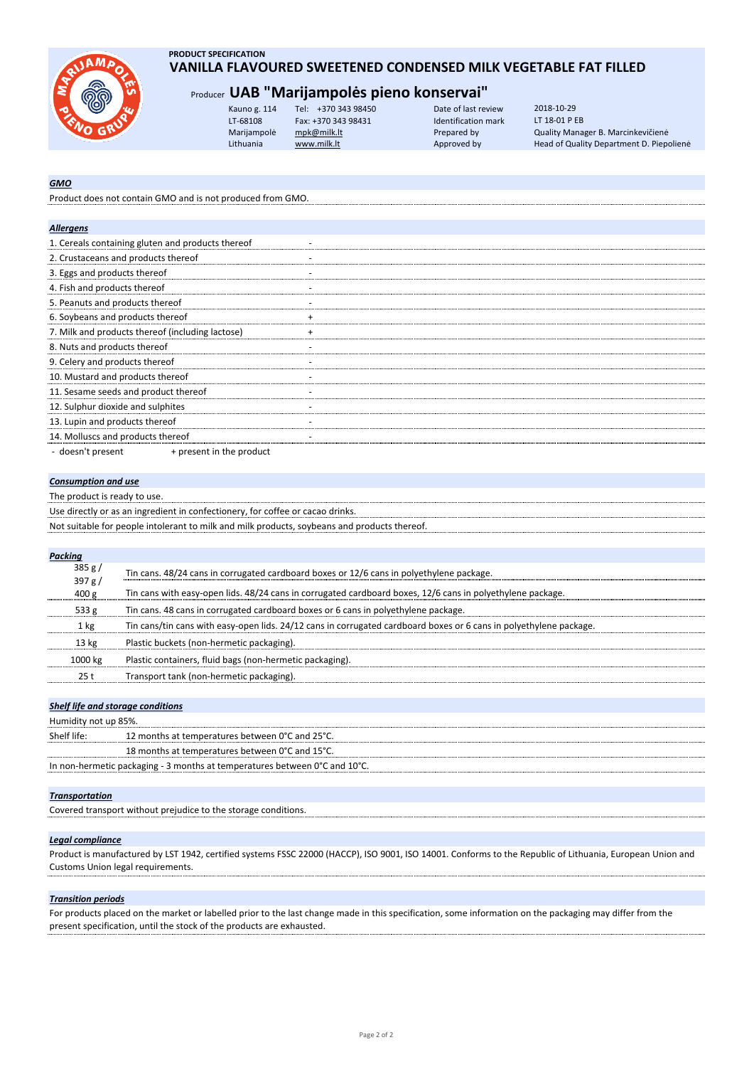**PRODUCT SPECIFICATION**

# VANILLA FLAVOURED SWEETENED CONDENSED MILK VEGETABLE FAT FILLED

Producer **UAB "Marijampolės pieno konservai"**

| | | | |
|---|---|---|---|
| Kauno g. 114 | Tel: +370 343 98450 | Date of last review | 2018-10-29 |
| LT-68108 | Fax: +370 343 98431 | Identification mark | LT 18-01 P EB |
| Marijampolė | mpk@milk.lt | Prepared by | Quality Manager B. Marcinkevičienė |
| Lithuania | www.milk.lt | Approved by | Head of Quality Department D. Piepolienė |

## *GMO*

Product does not contain GMO and is not produced from GMO.

## *Allergens*

| | |
|---|---|
| 1. Cereals containing gluten and products thereof | - |
| 2. Crustaceans and products thereof | - |
| 3. Eggs and products thereof | - |
| 4. Fish and products thereof | - |
| 5. Peanuts and products thereof | - |
| 6. Soybeans and products thereof | + |
| 7. Milk and products thereof (including lactose) | + |
| 8. Nuts and products thereof | - |
| 9. Celery and products thereof | - |
| 10. Mustard and products thereof | - |
| 11. Sesame seeds and product thereof | - |
| 12. Sulphur dioxide and sulphites | - |
| 13. Lupin and products thereof | - |
| 14. Molluscs and products thereof | - |

- doesn't present + present in the product

## *Consumption and use*

The product is ready to use.

Use directly or as an ingredient in confectionery, for coffee or cacao drinks.

Not suitable for people intolerant to milk and milk products, soybeans and products thereof.

## *Packing*

| | |
|---|---|
| 385 g / 397 g / | Tin cans. 48/24 cans in corrugated cardboard boxes or 12/6 cans in polyethylene package. |
| 400 g | Tin cans with easy-open lids. 48/24 cans in corrugated cardboard boxes, 12/6 cans in polyethylene package. |
| 533 g | Tin cans. 48 cans in corrugated cardboard boxes or 6 cans in polyethylene package. |
| 1 kg | Tin cans/tin cans with easy-open lids. 24/12 cans in corrugated cardboard boxes or 6 cans in polyethylene package. |
| 13 kg | Plastic buckets (non-hermetic packaging). |
| 1000 kg | Plastic containers, fluid bags (non-hermetic packaging). |
| 25 t | Transport tank (non-hermetic packaging). |

## *Shelf life and storage conditions*

Humidity not up 85%.

| | |
|---|---|
| Shelf life: | 12 months at temperatures between 0°C and 25°C. |
| | 18 months at temperatures between 0°C and 15°C. |

In non-hermetic packaging - 3 months at temperatures between 0°C and 10°C.

## *Transportation*

Covered transport without prejudice to the storage conditions.

## *Legal compliance*

Product is manufactured by LST 1942, certified systems FSSC 22000 (HACCP), ISO 9001, ISO 14001. Conforms to the Republic of Lithuania, European Union and Customs Union legal requirements.

## *Transition periods*

For products placed on the market or labelled prior to the last change made in this specification, some information on the packaging may differ from the present specification, until the stock of the products are exhausted.